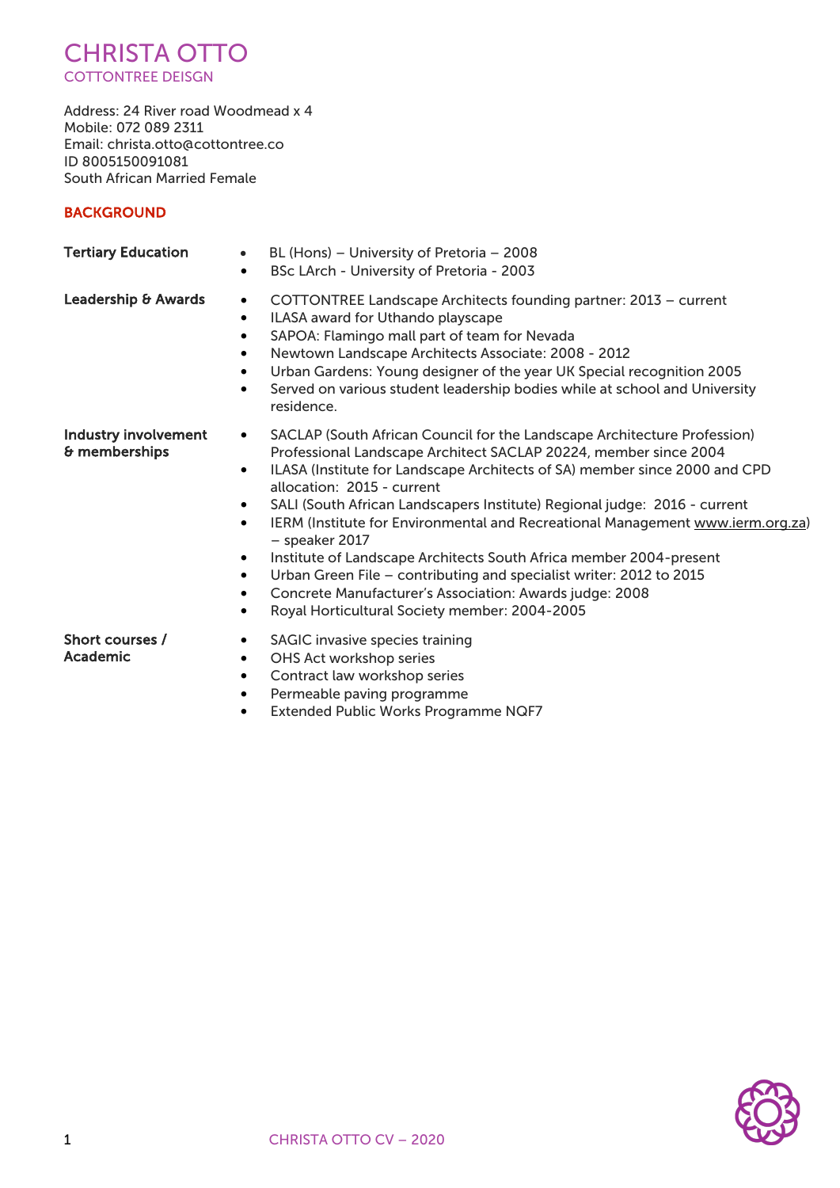# CHRISTA OTTO

COTTONTREE DEISGN

Address: 24 River road Woodmead x 4
Mobile: 072 089 2311
Email: christa.otto@cottontree.co
ID 8005150091081
South African Married Female

## BACKGROUND

**Tertiary Education**

- BL (Hons) – University of Pretoria – 2008
- BSc LArch - University of Pretoria - 2003

**Leadership & Awards**

- COTTONTREE Landscape Architects founding partner: 2013 – current
- ILASA award for Uthando playscape
- SAPOA: Flamingo mall part of team for Nevada
- Newtown Landscape Architects Associate: 2008 - 2012
- Urban Gardens: Young designer of the year UK Special recognition 2005
- Served on various student leadership bodies while at school and University residence.

**Industry involvement & memberships**

- SACLAP (South African Council for the Landscape Architecture Profession) Professional Landscape Architect SACLAP 20224, member since 2004
- ILASA (Institute for Landscape Architects of SA) member since 2000 and CPD allocation: 2015 - current
- SALI (South African Landscapers Institute) Regional judge: 2016 - current
- IERM (Institute for Environmental and Recreational Management www.ierm.org.za) – speaker 2017
- Institute of Landscape Architects South Africa member 2004-present
- Urban Green File – contributing and specialist writer: 2012 to 2015
- Concrete Manufacturer's Association: Awards judge: 2008
- Royal Horticultural Society member: 2004-2005

**Short courses / Academic**

- SAGIC invasive species training
- OHS Act workshop series
- Contract law workshop series
- Permeable paving programme
- Extended Public Works Programme NQF7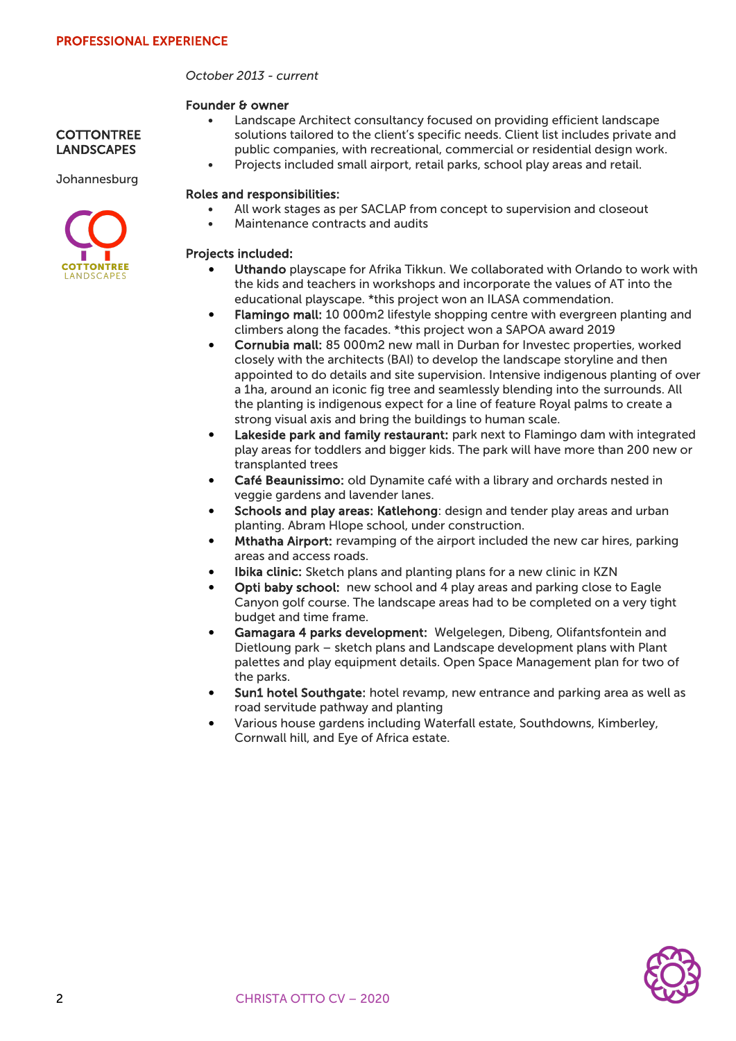## PROFESSIONAL EXPERIENCE

**COTTONTREE LANDSCAPES**

Johannesburg

*October 2013 - current*

**Founder & owner**

- Landscape Architect consultancy focused on providing efficient landscape solutions tailored to the client's specific needs. Client list includes private and public companies, with recreational, commercial or residential design work.
- Projects included small airport, retail parks, school play areas and retail.

**Roles and responsibilities:**

- All work stages as per SACLAP from concept to supervision and closeout
- Maintenance contracts and audits

**Projects included:**

- **Uthando** playscape for Afrika Tikkun. We collaborated with Orlando to work with the kids and teachers in workshops and incorporate the values of AT into the educational playscape. *this project won an ILASA commendation.
- **Flamingo mall:** 10 000m2 lifestyle shopping centre with evergreen planting and climbers along the facades. *this project won a SAPOA award 2019
- **Cornubia mall:** 85 000m2 new mall in Durban for Investec properties, worked closely with the architects (BAI) to develop the landscape storyline and then appointed to do details and site supervision. Intensive indigenous planting of over a 1ha, around an iconic fig tree and seamlessly blending into the surrounds. All the planting is indigenous expect for a line of feature Royal palms to create a strong visual axis and bring the buildings to human scale.
- **Lakeside park and family restaurant:** park next to Flamingo dam with integrated play areas for toddlers and bigger kids. The park will have more than 200 new or transplanted trees
- **Café Beaunissimo:** old Dynamite café with a library and orchards nested in veggie gardens and lavender lanes.
- **Schools and play areas: Katlehong**: design and tender play areas and urban planting. Abram Hlope school, under construction.
- **Mthatha Airport:** revamping of the airport included the new car hires, parking areas and access roads.
- **Ibika clinic:** Sketch plans and planting plans for a new clinic in KZN
- **Opti baby school:** new school and 4 play areas and parking close to Eagle Canyon golf course. The landscape areas had to be completed on a very tight budget and time frame.
- **Gamagara 4 parks development:** Welgelegen, Dibeng, Olifantsfontein and Dietloung park – sketch plans and Landscape development plans with Plant palettes and play equipment details. Open Space Management plan for two of the parks.
- **Sun1 hotel Southgate:** hotel revamp, new entrance and parking area as well as road servitude pathway and planting
- Various house gardens including Waterfall estate, Southdowns, Kimberley, Cornwall hill, and Eye of Africa estate.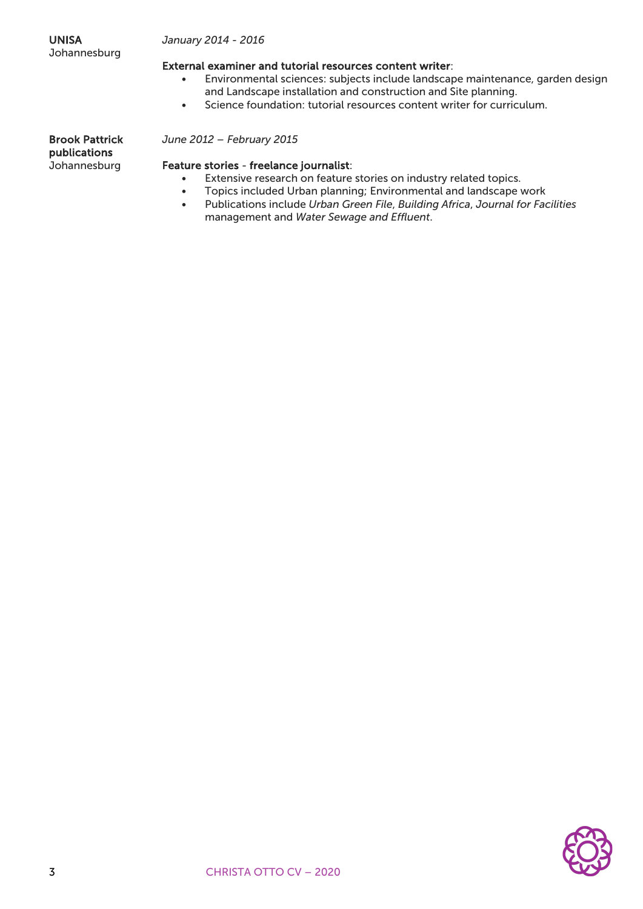**UNISA**
Johannesburg

*January 2014 - 2016*

**External examiner and tutorial resources content writer**:

- Environmental sciences: subjects include landscape maintenance, garden design and Landscape installation and construction and Site planning.
- Science foundation: tutorial resources content writer for curriculum.

**Brook Pattrick publications**
Johannesburg

*June 2012 – February 2015*

**Feature stories** - **freelance journalist**:

- Extensive research on feature stories on industry related topics.
- Topics included Urban planning; Environmental and landscape work
- Publications include *Urban Green File*, *Building Africa*, *Journal for Facilities* management and *Water Sewage and Effluent*.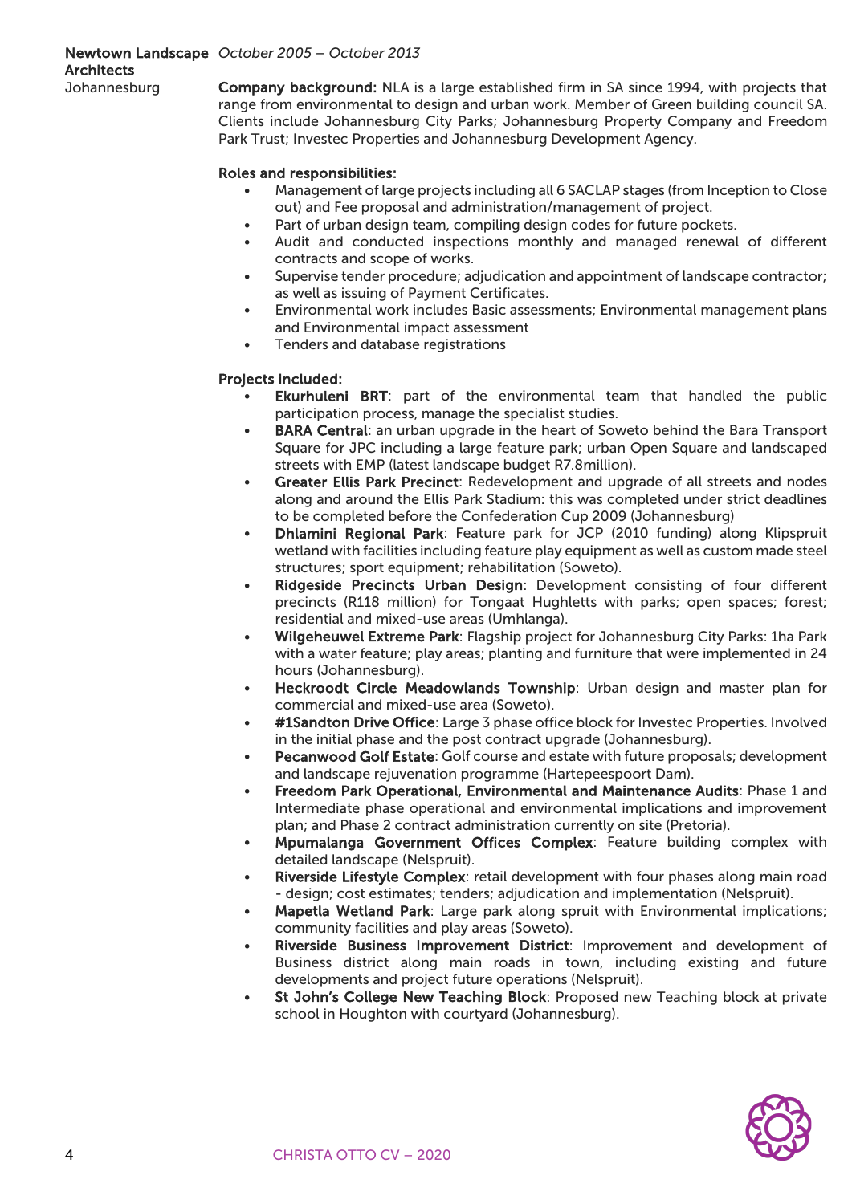**Newtown Landscape Architects** *October 2005 – October 2013*
Johannesburg

**Company background:** NLA is a large established firm in SA since 1994, with projects that range from environmental to design and urban work. Member of Green building council SA. Clients include Johannesburg City Parks; Johannesburg Property Company and Freedom Park Trust; Investec Properties and Johannesburg Development Agency.

**Roles and responsibilities:**

- Management of large projects including all 6 SACLAP stages (from Inception to Close out) and Fee proposal and administration/management of project.
- Part of urban design team, compiling design codes for future pockets.
- Audit and conducted inspections monthly and managed renewal of different contracts and scope of works.
- Supervise tender procedure; adjudication and appointment of landscape contractor; as well as issuing of Payment Certificates.
- Environmental work includes Basic assessments; Environmental management plans and Environmental impact assessment
- Tenders and database registrations

**Projects included:**

- **Ekurhuleni BRT**: part of the environmental team that handled the public participation process, manage the specialist studies.
- **BARA Central**: an urban upgrade in the heart of Soweto behind the Bara Transport Square for JPC including a large feature park; urban Open Square and landscaped streets with EMP (latest landscape budget R7.8million).
- **Greater Ellis Park Precinct**: Redevelopment and upgrade of all streets and nodes along and around the Ellis Park Stadium: this was completed under strict deadlines to be completed before the Confederation Cup 2009 (Johannesburg)
- **Dhlamini Regional Park**: Feature park for JCP (2010 funding) along Klipspruit wetland with facilities including feature play equipment as well as custom made steel structures; sport equipment; rehabilitation (Soweto).
- **Ridgeside Precincts Urban Design**: Development consisting of four different precincts (R118 million) for Tongaat Hughletts with parks; open spaces; forest; residential and mixed-use areas (Umhlanga).
- **Wilgeheuwel Extreme Park**: Flagship project for Johannesburg City Parks: 1ha Park with a water feature; play areas; planting and furniture that were implemented in 24 hours (Johannesburg).
- **Heckroodt Circle Meadowlands Township**: Urban design and master plan for commercial and mixed-use area (Soweto).
- **#1Sandton Drive Office**: Large 3 phase office block for Investec Properties. Involved in the initial phase and the post contract upgrade (Johannesburg).
- **Pecanwood Golf Estate**: Golf course and estate with future proposals; development and landscape rejuvenation programme (Hartepeespoort Dam).
- **Freedom Park Operational, Environmental and Maintenance Audits**: Phase 1 and Intermediate phase operational and environmental implications and improvement plan; and Phase 2 contract administration currently on site (Pretoria).
- **Mpumalanga Government Offices Complex**: Feature building complex with detailed landscape (Nelspruit).
- **Riverside Lifestyle Complex**: retail development with four phases along main road - design; cost estimates; tenders; adjudication and implementation (Nelspruit).
- **Mapetla Wetland Park**: Large park along spruit with Environmental implications; community facilities and play areas (Soweto).
- **Riverside Business Improvement District**: Improvement and development of Business district along main roads in town, including existing and future developments and project future operations (Nelspruit).
- **St John's College New Teaching Block**: Proposed new Teaching block at private school in Houghton with courtyard (Johannesburg).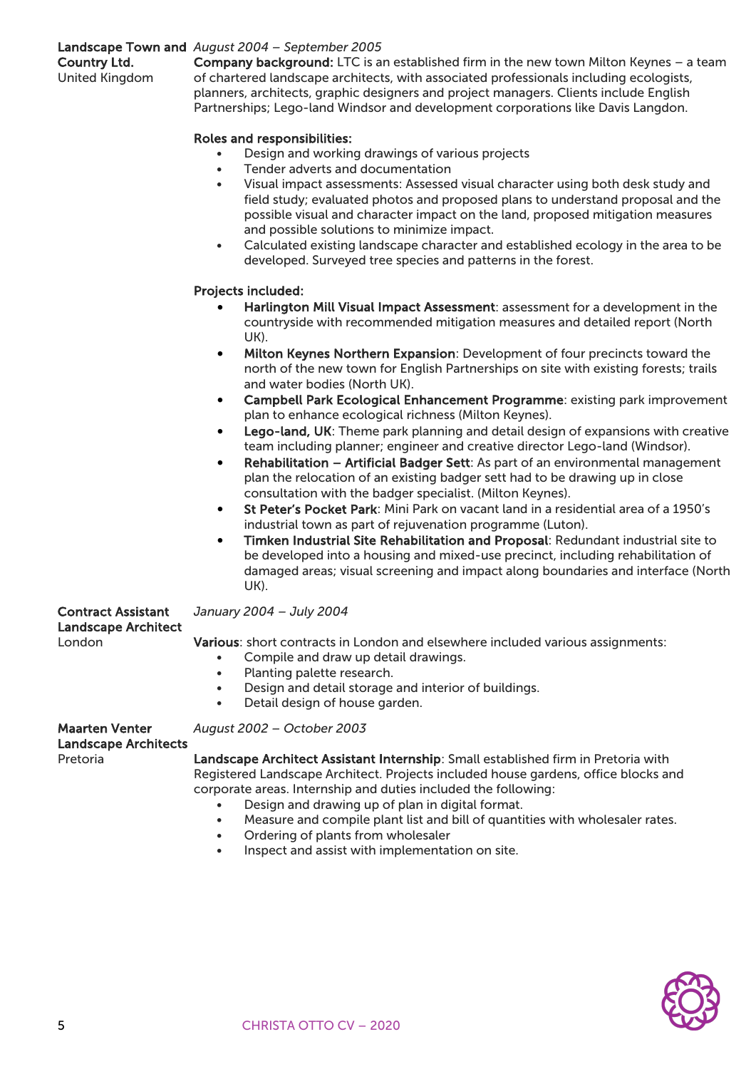**Landscape Town and Country Ltd.**
United Kingdom

*August 2004 – September 2005*

**Company background:** LTC is an established firm in the new town Milton Keynes – a team of chartered landscape architects, with associated professionals including ecologists, planners, architects, graphic designers and project managers. Clients include English Partnerships; Lego-land Windsor and development corporations like Davis Langdon.

**Roles and responsibilities:**

- Design and working drawings of various projects
- Tender adverts and documentation
- Visual impact assessments: Assessed visual character using both desk study and field study; evaluated photos and proposed plans to understand proposal and the possible visual and character impact on the land, proposed mitigation measures and possible solutions to minimize impact.
- Calculated existing landscape character and established ecology in the area to be developed. Surveyed tree species and patterns in the forest.

**Projects included:**

- **Harlington Mill Visual Impact Assessment**: assessment for a development in the countryside with recommended mitigation measures and detailed report (North UK).
- **Milton Keynes Northern Expansion**: Development of four precincts toward the north of the new town for English Partnerships on site with existing forests; trails and water bodies (North UK).
- **Campbell Park Ecological Enhancement Programme**: existing park improvement plan to enhance ecological richness (Milton Keynes).
- **Lego-land, UK**: Theme park planning and detail design of expansions with creative team including planner; engineer and creative director Lego-land (Windsor).
- **Rehabilitation – Artificial Badger Sett**: As part of an environmental management plan the relocation of an existing badger sett had to be drawing up in close consultation with the badger specialist. (Milton Keynes).
- **St Peter's Pocket Park**: Mini Park on vacant land in a residential area of a 1950's industrial town as part of rejuvenation programme (Luton).
- **Timken Industrial Site Rehabilitation and Proposal**: Redundant industrial site to be developed into a housing and mixed-use precinct, including rehabilitation of damaged areas; visual screening and impact along boundaries and interface (North UK).

**Contract Assistant Landscape Architect**
London

*January 2004 – July 2004*

**Various**: short contracts in London and elsewhere included various assignments:

- Compile and draw up detail drawings.
- Planting palette research.
- Design and detail storage and interior of buildings.
- Detail design of house garden.

**Maarten Venter Landscape Architects**
Pretoria

*August 2002 – October 2003*

**Landscape Architect Assistant Internship**: Small established firm in Pretoria with Registered Landscape Architect. Projects included house gardens, office blocks and corporate areas. Internship and duties included the following:

- Design and drawing up of plan in digital format.
- Measure and compile plant list and bill of quantities with wholesaler rates.
- Ordering of plants from wholesaler
- Inspect and assist with implementation on site.